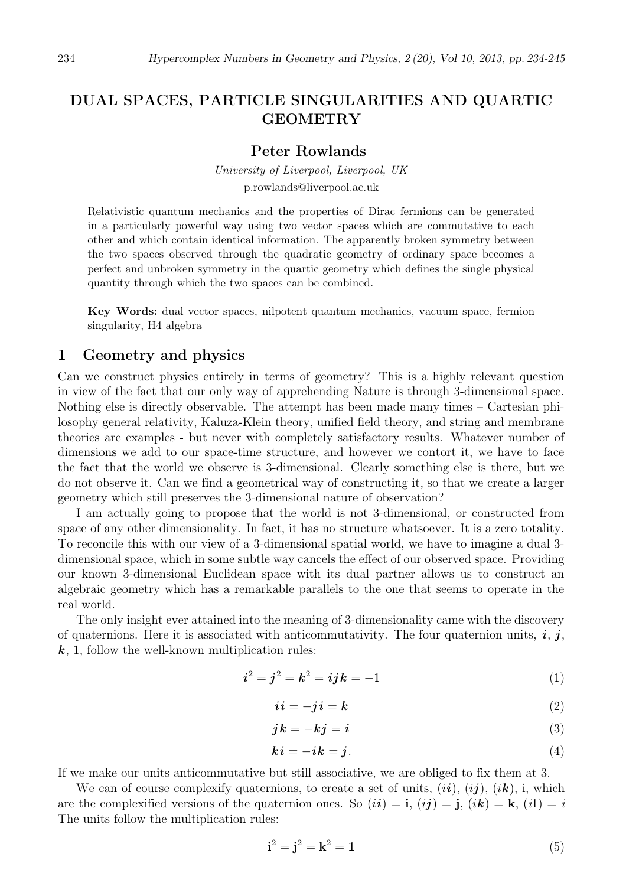# DUAL SPACES, PARTICLE SINGULARITIES AND QUARTIC GEOMETRY

**Peter Rowlands**

*University of Liverpool, Liverpool, UK*

p.rowlands@liverpool.ac.uk

Relativistic quantum mechanics and the properties of Dirac fermions can be generated in a particularly powerful way using two vector spaces which are commutative to each other and which contain identical information. The apparently broken symmetry between the two spaces observed through the quadratic geometry of ordinary space becomes a perfect and unbroken symmetry in the quartic geometry which defines the single physical quantity through which the two spaces can be combined.

**Key Words:** dual vector spaces, nilpotent quantum mechanics, vacuum space, fermion singularity, H4 algebra

## 1 Geometry and physics

Can we construct physics entirely in terms of geometry? This is a highly relevant question in view of the fact that our only way of apprehending Nature is through 3-dimensional space. Nothing else is directly observable. The attempt has been made many times – Cartesian philosophy general relativity, Kaluza-Klein theory, unified field theory, and string and membrane theories are examples - but never with completely satisfactory results. Whatever number of dimensions we add to our space-time structure, and however we contort it, we have to face the fact that the world we observe is 3-dimensional. Clearly something else is there, but we do not observe it. Can we find a geometrical way of constructing it, so that we create a larger geometry which still preserves the 3-dimensional nature of observation?

I am actually going to propose that the world is not 3-dimensional, or constructed from space of any other dimensionality. In fact, it has no structure whatsoever. It is a zero totality. To reconcile this with our view of a 3-dimensional spatial world, we have to imagine a dual 3-dimensional space, which in some subtle way cancels the effect of our observed space. Providing our known 3-dimensional Euclidean space with its dual partner allows us to construct an algebraic geometry which has a remarkable parallels to the one that seems to operate in the real world.

The only insight ever attained into the meaning of 3-dimensionality came with the discovery of quaternions. Here it is associated with anticommutativity. The four quaternion units, $\boldsymbol{i}$, $\boldsymbol{j}$, $\boldsymbol{k}$, 1, follow the well-known multiplication rules:

$$\boldsymbol{i}^2 = \boldsymbol{j}^2 = \boldsymbol{k}^2 = \boldsymbol{ijk} = -1 \tag{1}$$

$$\boldsymbol{ii} = -\boldsymbol{ji} = \boldsymbol{k} \tag{2}$$

$$\boldsymbol{jk} = -\boldsymbol{kj} = \boldsymbol{i} \tag{3}$$

$$\boldsymbol{ki} = -\boldsymbol{ik} = \boldsymbol{j}. \tag{4}$$

If we make our units anticommutative but still associative, we are obliged to fix them at 3.

We can of course complexify quaternions, to create a set of units, $(i\boldsymbol{i})$, $(i\boldsymbol{j})$, $(i\boldsymbol{k})$, i, which are the complexified versions of the quaternion ones. So $(i\boldsymbol{i}) = \mathbf{i}$, $(i\boldsymbol{j}) = \mathbf{j}$, $(i\boldsymbol{k}) = \mathbf{k}$, $(i1) = i$ The units follow the multiplication rules:

$$\mathbf{i}^2 = \mathbf{j}^2 = \mathbf{k}^2 = \mathbf{1} \tag{5}$$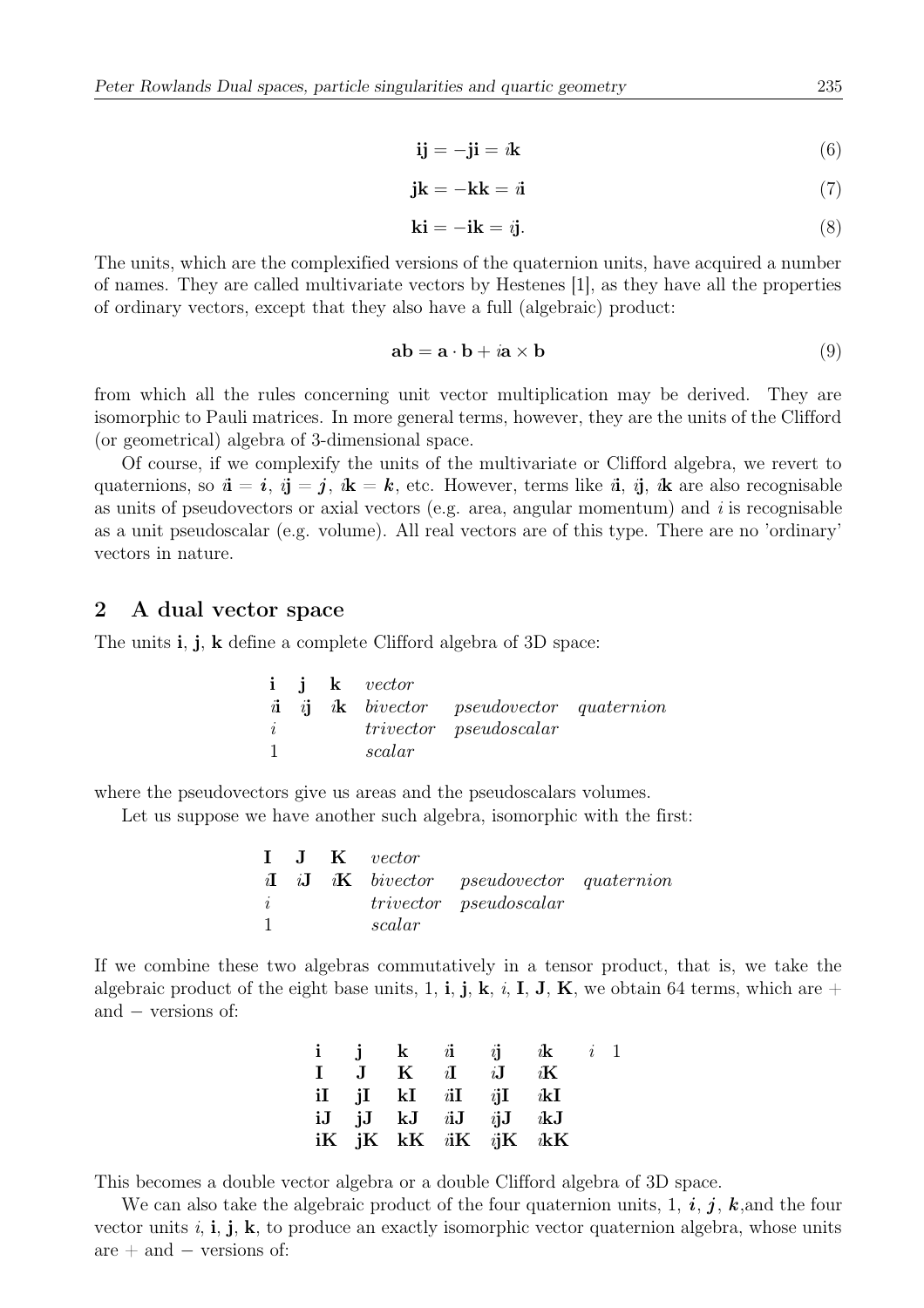$$\mathbf{ij} = -\mathbf{ji} = i\mathbf{k} \tag{6}$$

$$\mathbf{jk} = -\mathbf{kk} = i\mathbf{i} \tag{7}$$

$$\mathbf{ki} = -\mathbf{ik} = i\mathbf{j}. \tag{8}$$

The units, which are the complexified versions of the quaternion units, have acquired a number of names. They are called multivariate vectors by Hestenes [1], as they have all the properties of ordinary vectors, except that they also have a full (algebraic) product:

$$\mathbf{ab} = \mathbf{a} \cdot \mathbf{b} + i\mathbf{a} \times \mathbf{b} \tag{9}$$

from which all the rules concerning unit vector multiplication may be derived. They are isomorphic to Pauli matrices. In more general terms, however, they are the units of the Clifford (or geometrical) algebra of 3-dimensional space.

Of course, if we complexify the units of the multivariate or Clifford algebra, we revert to quaternions, so $i\mathbf{i} = \boldsymbol{i}$, $i\mathbf{j} = \boldsymbol{j}$, $i\mathbf{k} = \boldsymbol{k}$, etc. However, terms like $i\mathbf{i}$, $i\mathbf{j}$, $i\mathbf{k}$ are also recognisable as units of pseudovectors or axial vectors (e.g. area, angular momentum) and $i$ is recognisable as a unit pseudoscalar (e.g. volume). All real vectors are of this type. There are no 'ordinary' vectors in nature.

## 2 A dual vector space

The units $\mathbf{i}$, $\mathbf{j}$, $\mathbf{k}$ define a complete Clifford algebra of 3D space:

| | | | | | |
|---|---|---|---|---|---|
| $\mathbf{i}$ | $\mathbf{j}$ | $\mathbf{k}$ | *vector* | | |
| $i\mathbf{i}$ | $i\mathbf{j}$ | $i\mathbf{k}$ | *bivector* | *pseudovector* | *quaternion* |
| $i$ | | | *trivector* | *pseudoscalar* | |
| 1 | | | *scalar* | | |

where the pseudovectors give us areas and the pseudoscalars volumes.

Let us suppose we have another such algebra, isomorphic with the first:

| | | | | | |
|---|---|---|---|---|---|
| $\mathbf{I}$ | $\mathbf{J}$ | $\mathbf{K}$ | *vector* | | |
| $i\mathbf{I}$ | $i\mathbf{J}$ | $i\mathbf{K}$ | *bivector* | *pseudovector* | *quaternion* |
| $i$ | | | *trivector* | *pseudoscalar* | |
| 1 | | | *scalar* | | |

If we combine these two algebras commutatively in a tensor product, that is, we take the algebraic product of the eight base units, 1, $\mathbf{i}$, $\mathbf{j}$, $\mathbf{k}$, $i$, $\mathbf{I}$, $\mathbf{J}$, $\mathbf{K}$, we obtain 64 terms, which are + and − versions of:

| | | | | | | | |
|---|---|---|---|---|---|---|---|
| $\mathbf{i}$ | $\mathbf{j}$ | $\mathbf{k}$ | $i\mathbf{i}$ | $i\mathbf{j}$ | $i\mathbf{k}$ | $i$ | 1 |
| $\mathbf{I}$ | $\mathbf{J}$ | $\mathbf{K}$ | $i\mathbf{I}$ | $i\mathbf{J}$ | $i\mathbf{K}$ | | |
| $\mathbf{iI}$ | $\mathbf{jI}$ | $\mathbf{kI}$ | $i\mathbf{iI}$ | $i\mathbf{jI}$ | $i\mathbf{kI}$ | | |
| $\mathbf{iJ}$ | $\mathbf{jJ}$ | $\mathbf{kJ}$ | $i\mathbf{iJ}$ | $i\mathbf{jJ}$ | $i\mathbf{kJ}$ | | |
| $\mathbf{iK}$ | $\mathbf{jK}$ | $\mathbf{kK}$ | $i\mathbf{iK}$ | $i\mathbf{jK}$ | $i\mathbf{kK}$ | | |

This becomes a double vector algebra or a double Clifford algebra of 3D space.

We can also take the algebraic product of the four quaternion units, 1, $\boldsymbol{i}$, $\boldsymbol{j}$, $\boldsymbol{k}$,and the four vector units $i$, $\mathbf{i}$, $\mathbf{j}$, $\mathbf{k}$, to produce an exactly isomorphic vector quaternion algebra, whose units are + and − versions of: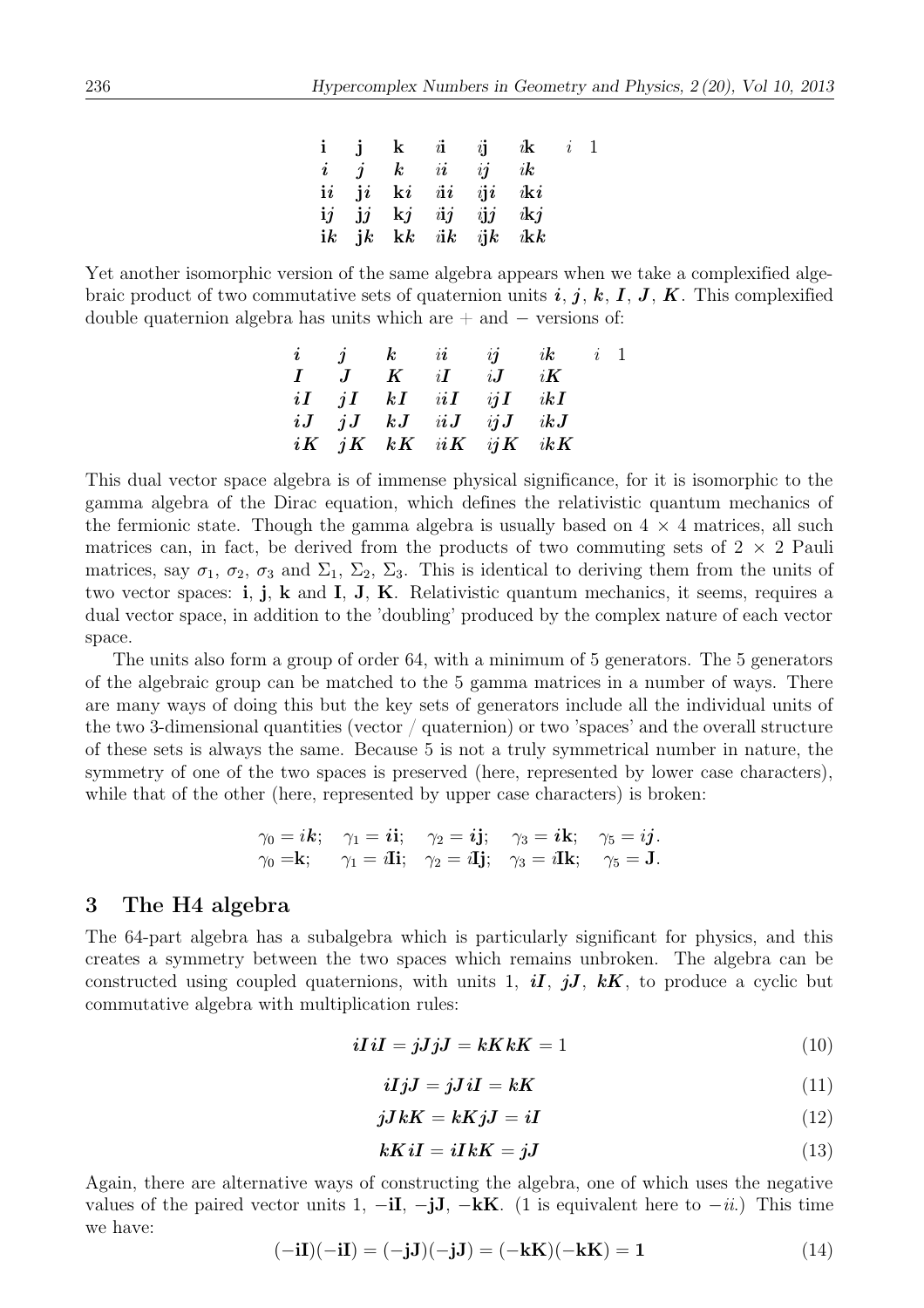| $\mathbf{i}$ | $\mathbf{j}$ | $\mathbf{k}$ | $i\mathbf{i}$ | $i\mathbf{j}$ | $i\mathbf{k}$ | $i$ | $1$ |
|---|---|---|---|---|---|---|---|
| $\boldsymbol{i}$ | $\boldsymbol{j}$ | $\boldsymbol{k}$ | $i\boldsymbol{i}$ | $i\boldsymbol{j}$ | $i\boldsymbol{k}$ | | |
| $\mathbf{i}\boldsymbol{i}$ | $\mathbf{j}\boldsymbol{i}$ | $\mathbf{k}\boldsymbol{i}$ | $i\mathbf{i}\boldsymbol{i}$ | $i\mathbf{j}\boldsymbol{i}$ | $i\mathbf{k}\boldsymbol{i}$ | | |
| $\mathbf{i}\boldsymbol{j}$ | $\mathbf{j}\boldsymbol{j}$ | $\mathbf{k}\boldsymbol{j}$ | $i\mathbf{i}\boldsymbol{j}$ | $i\mathbf{j}\boldsymbol{j}$ | $i\mathbf{k}\boldsymbol{j}$ | | |
| $\mathbf{i}\boldsymbol{k}$ | $\mathbf{j}\boldsymbol{k}$ | $\mathbf{k}\boldsymbol{k}$ | $i\mathbf{i}\boldsymbol{k}$ | $i\mathbf{j}\boldsymbol{k}$ | $i\mathbf{k}\boldsymbol{k}$ | | |

Yet another isomorphic version of the same algebra appears when we take a complexified algebraic product of two commutative sets of quaternion units $\boldsymbol{i}$, $\boldsymbol{j}$, $\boldsymbol{k}$, $\boldsymbol{I}$, $\boldsymbol{J}$, $\boldsymbol{K}$. This complexified double quaternion algebra has units which are + and − versions of:

| $\boldsymbol{i}$ | $\boldsymbol{j}$ | $\boldsymbol{k}$ | $i\boldsymbol{i}$ | $i\boldsymbol{j}$ | $i\boldsymbol{k}$ | $i$ | $1$ |
|---|---|---|---|---|---|---|---|
| $\boldsymbol{I}$ | $\boldsymbol{J}$ | $\boldsymbol{K}$ | $i\boldsymbol{I}$ | $i\boldsymbol{J}$ | $i\boldsymbol{K}$ | | |
| $\boldsymbol{iI}$ | $\boldsymbol{jI}$ | $\boldsymbol{kI}$ | $i\boldsymbol{iI}$ | $i\boldsymbol{jI}$ | $i\boldsymbol{kI}$ | | |
| $\boldsymbol{iJ}$ | $\boldsymbol{jJ}$ | $\boldsymbol{kJ}$ | $i\boldsymbol{iJ}$ | $i\boldsymbol{jJ}$ | $i\boldsymbol{kJ}$ | | |
| $\boldsymbol{iK}$ | $\boldsymbol{jK}$ | $\boldsymbol{kK}$ | $i\boldsymbol{iK}$ | $i\boldsymbol{jK}$ | $i\boldsymbol{kK}$ | | |

This dual vector space algebra is of immense physical significance, for it is isomorphic to the gamma algebra of the Dirac equation, which defines the relativistic quantum mechanics of the fermionic state. Though the gamma algebra is usually based on $4 \times 4$ matrices, all such matrices can, in fact, be derived from the products of two commuting sets of $2 \times 2$ Pauli matrices, say $\sigma_1$, $\sigma_2$, $\sigma_3$ and $\Sigma_1$, $\Sigma_2$, $\Sigma_3$. This is identical to deriving them from the units of two vector spaces: **i**, **j**, **k** and **I**, **J**, **K**. Relativistic quantum mechanics, it seems, requires a dual vector space, in addition to the 'doubling' produced by the complex nature of each vector space.

The units also form a group of order 64, with a minimum of 5 generators. The 5 generators of the algebraic group can be matched to the 5 gamma matrices in a number of ways. There are many ways of doing this but the key sets of generators include all the individual units of the two 3-dimensional quantities (vector / quaternion) or two 'spaces' and the overall structure of these sets is always the same. Because 5 is not a truly symmetrical number in nature, the symmetry of one of the two spaces is preserved (here, represented by lower case characters), while that of the other (here, represented by upper case characters) is broken:

$$\gamma_0 = i\boldsymbol{k}; \quad \gamma_1 = \boldsymbol{i}\mathbf{i}; \quad \gamma_2 = \boldsymbol{i}\mathbf{j}; \quad \gamma_3 = \boldsymbol{i}\mathbf{k}; \quad \gamma_5 = i\boldsymbol{j}.$$
$$\gamma_0 = \mathbf{k}; \quad \gamma_1 = i\mathbf{I}\mathbf{i}; \quad \gamma_2 = i\mathbf{I}\mathbf{j}; \quad \gamma_3 = i\mathbf{I}\mathbf{k}; \quad \gamma_5 = \mathbf{J}.$$

## 3 The H4 algebra

The 64-part algebra has a subalgebra which is particularly significant for physics, and this creates a symmetry between the two spaces which remains unbroken. The algebra can be constructed using coupled quaternions, with units 1, $\boldsymbol{iI}$, $\boldsymbol{jJ}$, $\boldsymbol{kK}$, to produce a cyclic but commutative algebra with multiplication rules:

$$\boldsymbol{iI}\,\boldsymbol{iI} = \boldsymbol{jJ}\,\boldsymbol{jJ} = \boldsymbol{kK}\,\boldsymbol{kK} = 1 \tag{10}$$

$$\boldsymbol{iI}\,\boldsymbol{jJ} = \boldsymbol{jJ}\,\boldsymbol{iI} = \boldsymbol{kK} \tag{11}$$

$$\boldsymbol{jJ}\,\boldsymbol{kK} = \boldsymbol{kK}\,\boldsymbol{jJ} = \boldsymbol{iI} \tag{12}$$

$$\boldsymbol{kK}\,\boldsymbol{iI} = \boldsymbol{iI}\,\boldsymbol{kK} = \boldsymbol{jJ} \tag{13}$$

Again, there are alternative ways of constructing the algebra, one of which uses the negative values of the paired vector units 1, $-\mathbf{iI}$, $-\mathbf{jJ}$, $-\mathbf{kK}$. (1 is equivalent here to $-ii$.) This time we have:

$$(-\mathbf{iI})(-\mathbf{iI}) = (-\mathbf{jJ})(-\mathbf{jJ}) = (-\mathbf{kK})(-\mathbf{kK}) = \mathbf{1} \tag{14}$$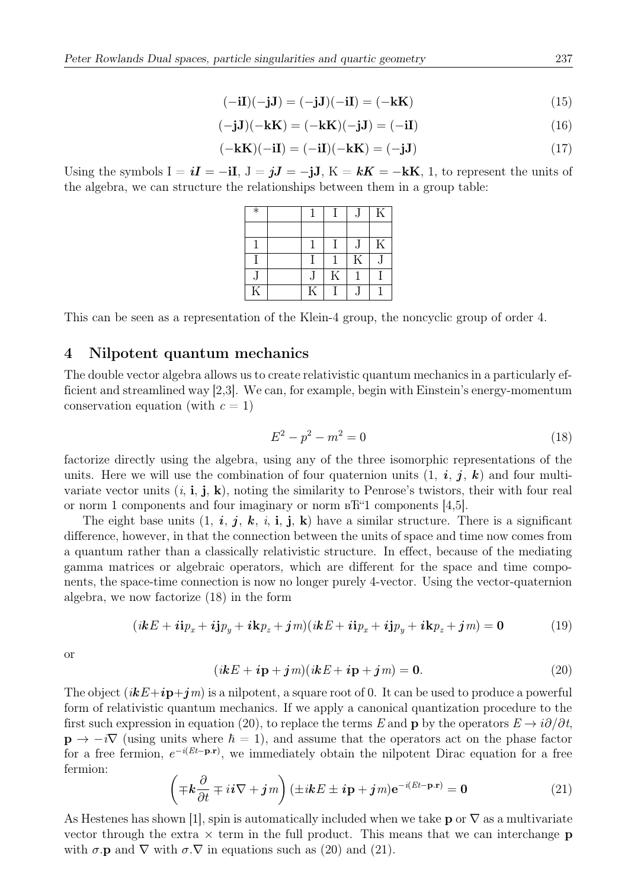$$(-\mathbf{iI})(-\mathbf{jJ}) = (-\mathbf{jJ})(-\mathbf{iI}) = (-\mathbf{kK}) \tag{15}$$

$$(-\mathbf{jJ})(-\mathbf{kK}) = (-\mathbf{kK})(-\mathbf{jJ}) = (-\mathbf{iI}) \tag{16}$$

$$(-\mathbf{kK})(-\mathbf{iI}) = (-\mathbf{iI})(-\mathbf{kK}) = (-\mathbf{jJ}) \tag{17}$$

Using the symbols $\mathrm{I} = \boldsymbol{iI} = -\mathbf{iI}$, $\mathrm{J} = \boldsymbol{jJ} = -\mathbf{jJ}$, $\mathrm{K} = \boldsymbol{kK} = -\mathbf{kK}$, 1, to represent the units of the algebra, we can structure the relationships between them in a group table:

| * | | 1 | I | J | K |
|---|---|---|---|---|---|
| | | | | | |
| 1 | | 1 | I | J | K |
| I | | I | 1 | K | J |
| J | | J | K | 1 | I |
| K | | K | I | J | 1 |

This can be seen as a representation of the Klein-4 group, the noncyclic group of order 4.

## 4 Nilpotent quantum mechanics

The double vector algebra allows us to create relativistic quantum mechanics in a particularly efficient and streamlined way [2,3]. We can, for example, begin with Einstein's energy-momentum conservation equation (with $c = 1$)

$$E^2 - p^2 - m^2 = 0 \tag{18}$$

factorize directly using the algebra, using any of the three isomorphic representations of the units. Here we will use the combination of four quaternion units $(1,\ \boldsymbol{i},\ \boldsymbol{j},\ \boldsymbol{k})$ and four multivariate vector units $(i,\ \mathbf{i},\ \mathbf{j},\ \mathbf{k})$, noting the similarity to Penrose's twistors, their with four real or norm 1 components and four imaginary or norm вЂ"1 components [4,5].

The eight base units $(1,\ \boldsymbol{i},\ \boldsymbol{j},\ \boldsymbol{k},\ i,\ \mathbf{i},\ \mathbf{j},\ \mathbf{k})$ have a similar structure. There is a significant difference, however, in that the connection between the units of space and time now comes from a quantum rather than a classically relativistic structure. In effect, because of the mediating gamma matrices or algebraic operators, which are different for the space and time components, the space-time connection is now no longer purely 4-vector. Using the vector-quaternion algebra, we now factorize (18) in the form

$$(i\boldsymbol{k}E + \boldsymbol{i}\mathbf{i}p_x + \boldsymbol{i}\mathbf{j}p_y + \boldsymbol{i}\mathbf{k}p_z + \boldsymbol{j}m)(i\boldsymbol{k}E + \boldsymbol{i}\mathbf{i}p_x + \boldsymbol{i}\mathbf{j}p_y + \boldsymbol{i}\mathbf{k}p_z + \boldsymbol{j}m) = \mathbf{0} \tag{19}$$

or

$$(i\boldsymbol{k}E + \boldsymbol{i}\mathbf{p} + \boldsymbol{j}m)(i\boldsymbol{k}E + \boldsymbol{i}\mathbf{p} + \boldsymbol{j}m) = \mathbf{0}. \tag{20}$$

The object $(i\boldsymbol{k}E + \boldsymbol{i}\mathbf{p} + \boldsymbol{j}m)$ is a nilpotent, a square root of 0. It can be used to produce a powerful form of relativistic quantum mechanics. If we apply a canonical quantization procedure to the first such expression in equation (20), to replace the terms $E$ and $\mathbf{p}$ by the operators $E \to i\partial/\partial t$, $\mathbf{p} \to -i\nabla$ (using units where $\hbar = 1$), and assume that the operators act on the phase factor for a free fermion, $e^{-i(Et - \mathbf{p}.\mathbf{r})}$, we immediately obtain the nilpotent Dirac equation for a free fermion:

$$\left(\mp\boldsymbol{k}\frac{\partial}{\partial t} \mp i\boldsymbol{i}\nabla + \boldsymbol{j}m\right)(\pm i\boldsymbol{k}E \pm \boldsymbol{i}\mathbf{p} + \boldsymbol{j}m)\mathbf{e}^{-i(Et - \mathbf{p}.\mathbf{r})} = \mathbf{0} \tag{21}$$

As Hestenes has shown [1], spin is automatically included when we take $\mathbf{p}$ or $\nabla$ as a multivariate vector through the extra $\times$ term in the full product. This means that we can interchange $\mathbf{p}$ with $\sigma.\mathbf{p}$ and $\nabla$ with $\sigma.\nabla$ in equations such as (20) and (21).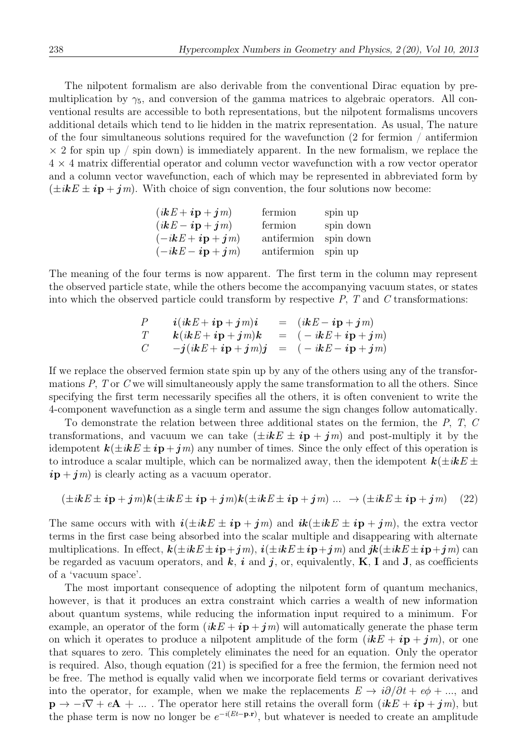The nilpotent formalism are also derivable from the conventional Dirac equation by pre-multiplication by $\gamma_5$, and conversion of the gamma matrices to algebraic operators. All conventional results are accessible to both representations, but the nilpotent formalisms uncovers additional details which tend to lie hidden in the matrix representation. As usual, The nature of the four simultaneous solutions required for the wavefunction (2 for fermion / antifermion $\times$ 2 for spin up / spin down) is immediately apparent. In the new formalism, we replace the $4 \times 4$ matrix differential operator and column vector wavefunction with a row vector operator and a column vector wavefunction, each of which may be represented in abbreviated form by $(\pm i\boldsymbol{k}E \pm \boldsymbol{i}\mathbf{p} + \boldsymbol{j}m)$. With choice of sign convention, the four solutions now become:

| | | |
|---|---|---|
| $(i\boldsymbol{k}E + \boldsymbol{i}\mathbf{p} + \boldsymbol{j}m)$ | fermion | spin up |
| $(i\boldsymbol{k}E - \boldsymbol{i}\mathbf{p} + \boldsymbol{j}m)$ | fermion | spin down |
| $(-i\boldsymbol{k}E + \boldsymbol{i}\mathbf{p} + \boldsymbol{j}m)$ | antifermion | spin down |
| $(-i\boldsymbol{k}E - \boldsymbol{i}\mathbf{p} + \boldsymbol{j}m)$ | antifermion | spin up |

The meaning of the four terms is now apparent. The first term in the column may represent the observed particle state, while the others become the accompanying vacuum states, or states into which the observed particle could transform by respective $P$, $T$ and $C$ transformations:

$$
\begin{array}{lrcl}
P & \boldsymbol{i}(i\boldsymbol{k}E + \boldsymbol{i}\mathbf{p} + \boldsymbol{j}m)\boldsymbol{i} & = & (i\boldsymbol{k}E - \boldsymbol{i}\mathbf{p} + \boldsymbol{j}m) \\
T & \boldsymbol{k}(i\boldsymbol{k}E + \boldsymbol{i}\mathbf{p} + \boldsymbol{j}m)\boldsymbol{k} & = & (-i\boldsymbol{k}E + \boldsymbol{i}\mathbf{p} + \boldsymbol{j}m) \\
C & -\boldsymbol{j}(i\boldsymbol{k}E + \boldsymbol{i}\mathbf{p} + \boldsymbol{j}m)\boldsymbol{j} & = & (-i\boldsymbol{k}E - \boldsymbol{i}\mathbf{p} + \boldsymbol{j}m)
\end{array}
$$

If we replace the observed fermion state spin up by any of the others using any of the transformations $P$, $T$ or $C$ we will simultaneously apply the same transformation to all the others. Since specifying the first term necessarily specifies all the others, it is often convenient to write the 4-component wavefunction as a single term and assume the sign changes follow automatically.

To demonstrate the relation between three additional states on the fermion, the $P$, $T$, $C$ transformations, and vacuum we can take $(\pm i\boldsymbol{k}E \pm \boldsymbol{i}\mathbf{p} + \boldsymbol{j}m)$ and post-multiply it by the idempotent $\boldsymbol{k}(\pm i\boldsymbol{k}E \pm \boldsymbol{i}\mathbf{p} + \boldsymbol{j}m)$ any number of times. Since the only effect of this operation is to introduce a scalar multiple, which can be normalized away, then the idempotent $\boldsymbol{k}(\pm i\boldsymbol{k}E \pm \boldsymbol{i}\mathbf{p} + \boldsymbol{j}m)$ is clearly acting as a vacuum operator.

$$
(\pm i\boldsymbol{k}E \pm \boldsymbol{i}\mathbf{p} + \boldsymbol{j}m)\boldsymbol{k}(\pm i\boldsymbol{k}E \pm \boldsymbol{i}\mathbf{p} + \boldsymbol{j}m)\boldsymbol{k}(\pm i\boldsymbol{k}E \pm \boldsymbol{i}\mathbf{p} + \boldsymbol{j}m)\ ... \ \rightarrow (\pm i\boldsymbol{k}E \pm \boldsymbol{i}\mathbf{p} + \boldsymbol{j}m) \quad (22)
$$

The same occurs with with $\boldsymbol{i}(\pm i\boldsymbol{k}E \pm \boldsymbol{i}\mathbf{p} + \boldsymbol{j}m)$ and $\boldsymbol{ik}(\pm i\boldsymbol{k}E \pm \boldsymbol{i}\mathbf{p} + \boldsymbol{j}m)$, the extra vector terms in the first case being absorbed into the scalar multiple and disappearing with alternate multiplications. In effect, $\boldsymbol{k}(\pm i\boldsymbol{k}E \pm \boldsymbol{i}\mathbf{p} + \boldsymbol{j}m)$, $\boldsymbol{i}(\pm i\boldsymbol{k}E \pm \boldsymbol{i}\mathbf{p} + \boldsymbol{j}m)$ and $\boldsymbol{jk}(\pm i\boldsymbol{k}E \pm \boldsymbol{i}\mathbf{p} + \boldsymbol{j}m)$ can be regarded as vacuum operators, and $\boldsymbol{k}$, $\boldsymbol{i}$ and $\boldsymbol{j}$, or, equivalently, $\mathbf{K}$, $\mathbf{I}$ and $\mathbf{J}$, as coefficients of a 'vacuum space'.

The most important consequence of adopting the nilpotent form of quantum mechanics, however, is that it produces an extra constraint which carries a wealth of new information about quantum systems, while reducing the information input required to a minimum. For example, an operator of the form $(i\boldsymbol{k}E + \boldsymbol{i}\mathbf{p} + \boldsymbol{j}m)$ will automatically generate the phase term on which it operates to produce a nilpotent amplitude of the form $(i\boldsymbol{k}E + \boldsymbol{i}\mathbf{p} + \boldsymbol{j}m)$, or one that squares to zero. This completely eliminates the need for an equation. Only the operator is required. Also, though equation (21) is specified for a free the fermion, the fermion need not be free. The method is equally valid when we incorporate field terms or covariant derivatives into the operator, for example, when we make the replacements $E \rightarrow i\partial/\partial t + e\phi + ...$, and $\mathbf{p} \rightarrow -i\nabla + e\mathbf{A} + ...$ . The operator here still retains the overall form $(i\boldsymbol{k}E + \boldsymbol{i}\mathbf{p} + \boldsymbol{j}m)$, but the phase term is now no longer be $e^{-i(Et - \mathbf{p}.\mathbf{r})}$, but whatever is needed to create an amplitude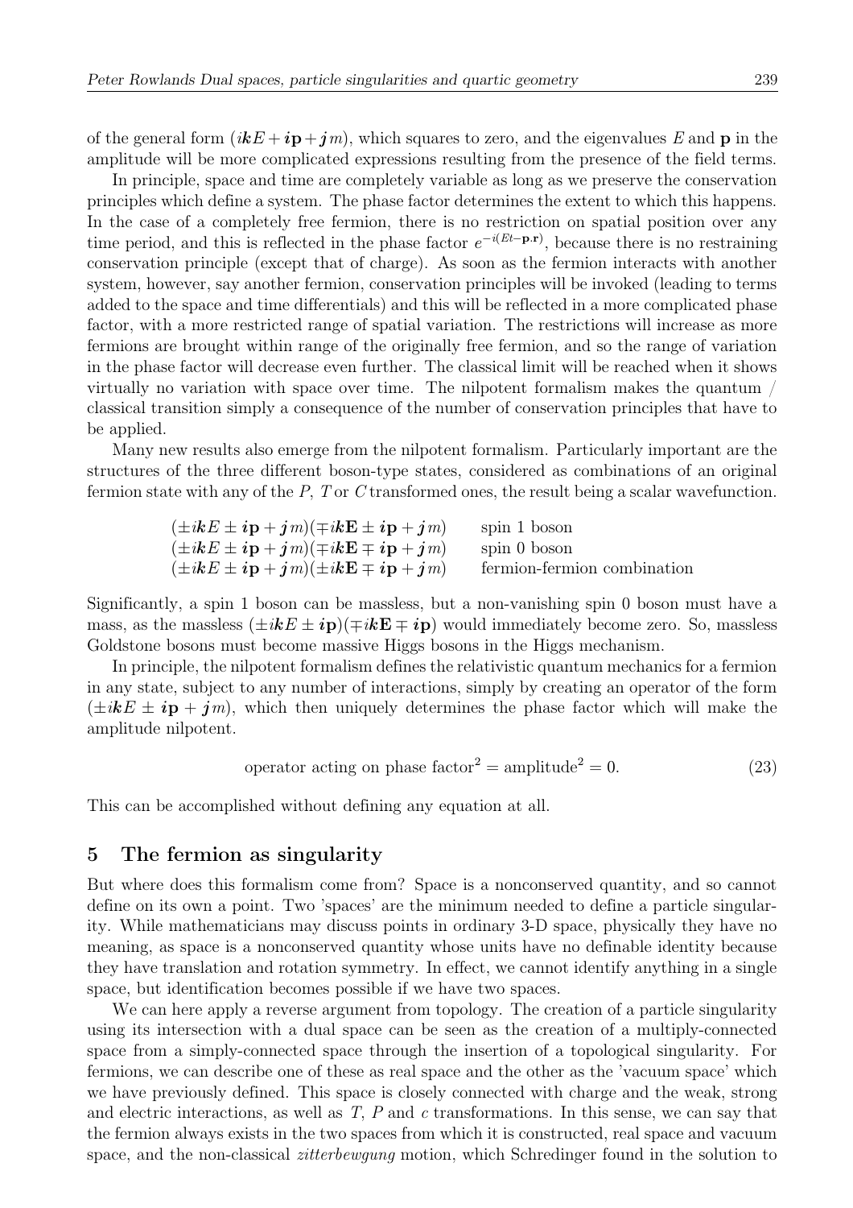of the general form $(\boldsymbol{i}\boldsymbol{k}E + \boldsymbol{i}\mathbf{p} + \boldsymbol{j}\,m)$, which squares to zero, and the eigenvalues $E$ and $\mathbf{p}$ in the amplitude will be more complicated expressions resulting from the presence of the field terms.

In principle, space and time are completely variable as long as we preserve the conservation principles which define a system. The phase factor determines the extent to which this happens. In the case of a completely free fermion, there is no restriction on spatial position over any time period, and this is reflected in the phase factor $e^{-i(Et-\mathbf{p}.\mathbf{r})}$, because there is no restraining conservation principle (except that of charge). As soon as the fermion interacts with another system, however, say another fermion, conservation principles will be invoked (leading to terms added to the space and time differentials) and this will be reflected in a more complicated phase factor, with a more restricted range of spatial variation. The restrictions will increase as more fermions are brought within range of the originally free fermion, and so the range of variation in the phase factor will decrease even further. The classical limit will be reached when it shows virtually no variation with space over time. The nilpotent formalism makes the quantum / classical transition simply a consequence of the number of conservation principles that have to be applied.

Many new results also emerge from the nilpotent formalism. Particularly important are the structures of the three different boson-type states, considered as combinations of an original fermion state with any of the $P$, $T$ or $C$ transformed ones, the result being a scalar wavefunction.

| | |
|---|---|
| $(\pm i\boldsymbol{k}E \pm \boldsymbol{i}\mathbf{p} + \boldsymbol{j}\,m)(\mp i\boldsymbol{k}\mathbf{E} \pm \boldsymbol{i}\mathbf{p} + \boldsymbol{j}\,m)$ | spin 1 boson |
| $(\pm i\boldsymbol{k}E \pm \boldsymbol{i}\mathbf{p} + \boldsymbol{j}\,m)(\mp i\boldsymbol{k}\mathbf{E} \mp \boldsymbol{i}\mathbf{p} + \boldsymbol{j}\,m)$ | spin 0 boson |
| $(\pm i\boldsymbol{k}E \pm \boldsymbol{i}\mathbf{p} + \boldsymbol{j}\,m)(\pm i\boldsymbol{k}\mathbf{E} \mp \boldsymbol{i}\mathbf{p} + \boldsymbol{j}\,m)$ | fermion-fermion combination |

Significantly, a spin 1 boson can be massless, but a non-vanishing spin 0 boson must have a mass, as the massless $(\pm i\boldsymbol{k}E \pm \boldsymbol{i}\mathbf{p})(\mp i\boldsymbol{k}\mathbf{E} \mp \boldsymbol{i}\mathbf{p})$ would immediately become zero. So, massless Goldstone bosons must become massive Higgs bosons in the Higgs mechanism.

In principle, the nilpotent formalism defines the relativistic quantum mechanics for a fermion in any state, subject to any number of interactions, simply by creating an operator of the form $(\pm i\boldsymbol{k}E \pm \boldsymbol{i}\mathbf{p} + \boldsymbol{j}\,m)$, which then uniquely determines the phase factor which will make the amplitude nilpotent.

$$\text{operator acting on phase factor}^2 = \text{amplitude}^2 = 0. \tag{23}$$

This can be accomplished without defining any equation at all.

## 5 The fermion as singularity

But where does this formalism come from? Space is a nonconserved quantity, and so cannot define on its own a point. Two 'spaces' are the minimum needed to define a particle singularity. While mathematicians may discuss points in ordinary 3-D space, physically they have no meaning, as space is a nonconserved quantity whose units have no definable identity because they have translation and rotation symmetry. In effect, we cannot identify anything in a single space, but identification becomes possible if we have two spaces.

We can here apply a reverse argument from topology. The creation of a particle singularity using its intersection with a dual space can be seen as the creation of a multiply-connected space from a simply-connected space through the insertion of a topological singularity. For fermions, we can describe one of these as real space and the other as the 'vacuum space' which we have previously defined. This space is closely connected with charge and the weak, strong and electric interactions, as well as $T$, $P$ and $c$ transformations. In this sense, we can say that the fermion always exists in the two spaces from which it is constructed, real space and vacuum space, and the non-classical *zitterbewgung* motion, which Schredinger found in the solution to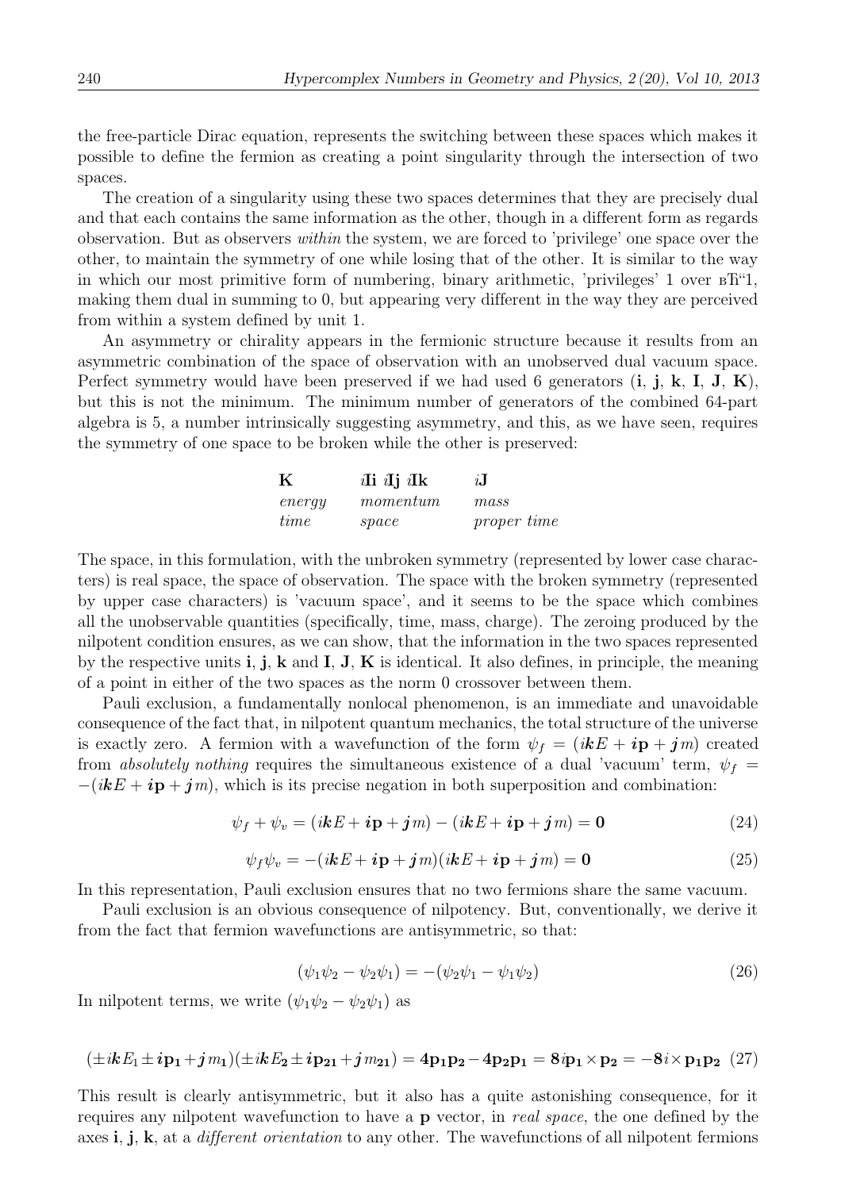the free-particle Dirac equation, represents the switching between these spaces which makes it possible to define the fermion as creating a point singularity through the intersection of two spaces.

The creation of a singularity using these two spaces determines that they are precisely dual and that each contains the same information as the other, though in a different form as regards observation. But as observers *within* the system, we are forced to 'privilege' one space over the other, to maintain the symmetry of one while losing that of the other. It is similar to the way in which our most primitive form of numbering, binary arithmetic, 'privileges' 1 over вЂ“1, making them dual in summing to 0, but appearing very different in the way they are perceived from within a system defined by unit 1.

An asymmetry or chirality appears in the fermionic structure because it results from an asymmetric combination of the space of observation with an unobserved dual vacuum space. Perfect symmetry would have been preserved if we had used 6 generators (**i**, **j**, **k**, **I**, **J**, **K**), but this is not the minimum. The minimum number of generators of the combined 64-part algebra is 5, a number intrinsically suggesting asymmetry, and this, as we have seen, requires the symmetry of one space to be broken while the other is preserved:

| $\mathbf{K}$ | $i\mathbf{Ii}$ $i\mathbf{Ij}$ $i\mathbf{Ik}$ | $i\mathbf{J}$ |
|---|---|---|
| *energy* | *momentum* | *mass* |
| *time* | *space* | *proper time* |

The space, in this formulation, with the unbroken symmetry (represented by lower case characters) is real space, the space of observation. The space with the broken symmetry (represented by upper case characters) is 'vacuum space', and it seems to be the space which combines all the unobservable quantities (specifically, time, mass, charge). The zeroing produced by the nilpotent condition ensures, as we can show, that the information in the two spaces represented by the respective units **i**, **j**, **k** and **I**, **J**, **K** is identical. It also defines, in principle, the meaning of a point in either of the two spaces as the norm 0 crossover between them.

Pauli exclusion, a fundamentally nonlocal phenomenon, is an immediate and unavoidable consequence of the fact that, in nilpotent quantum mechanics, the total structure of the universe is exactly zero. A fermion with a wavefunction of the form $\psi_f = (i\boldsymbol{k}E + \boldsymbol{i}\mathbf{p} + \boldsymbol{j}m)$ created from *absolutely nothing* requires the simultaneous existence of a dual 'vacuum' term, $\psi_f = -(i\boldsymbol{k}E + \boldsymbol{i}\mathbf{p} + \boldsymbol{j}m)$, which is its precise negation in both superposition and combination:

$$\psi_f + \psi_v = (i\boldsymbol{k}E + \boldsymbol{i}\mathbf{p} + \boldsymbol{j}m) - (i\boldsymbol{k}E + \boldsymbol{i}\mathbf{p} + \boldsymbol{j}m) = \mathbf{0} \tag{24}$$

$$\psi_f \psi_v = -(i\boldsymbol{k}E + \boldsymbol{i}\mathbf{p} + \boldsymbol{j}m)(i\boldsymbol{k}E + \boldsymbol{i}\mathbf{p} + \boldsymbol{j}m) = \mathbf{0} \tag{25}$$

In this representation, Pauli exclusion ensures that no two fermions share the same vacuum.

Pauli exclusion is an obvious consequence of nilpotency. But, conventionally, we derive it from the fact that fermion wavefunctions are antisymmetric, so that:

$$(\psi_1\psi_2 - \psi_2\psi_1) = -(\psi_2\psi_1 - \psi_1\psi_2) \tag{26}$$

In nilpotent terms, we write $(\psi_1\psi_2 - \psi_2\psi_1)$ as

$$(\pm i\boldsymbol{k}E_1 \pm \boldsymbol{i}\mathbf{p_1} + \boldsymbol{j}m_1)(\pm i\boldsymbol{k}E_\mathbf{2} \pm \boldsymbol{i}\mathbf{p_{21}} + \boldsymbol{j}m_\mathbf{21}) = \mathbf{4p_1p_2} - \mathbf{4p_2p_1} = \mathbf{8}i\mathbf{p_1} \times \mathbf{p_2} = -\mathbf{8}i \times \mathbf{p_1p_2} \tag{27}$$

This result is clearly antisymmetric, but it also has a quite astonishing consequence, for it requires any nilpotent wavefunction to have a **p** vector, in *real space*, the one defined by the axes **i**, **j**, **k**, at a *different orientation* to any other. The wavefunctions of all nilpotent fermions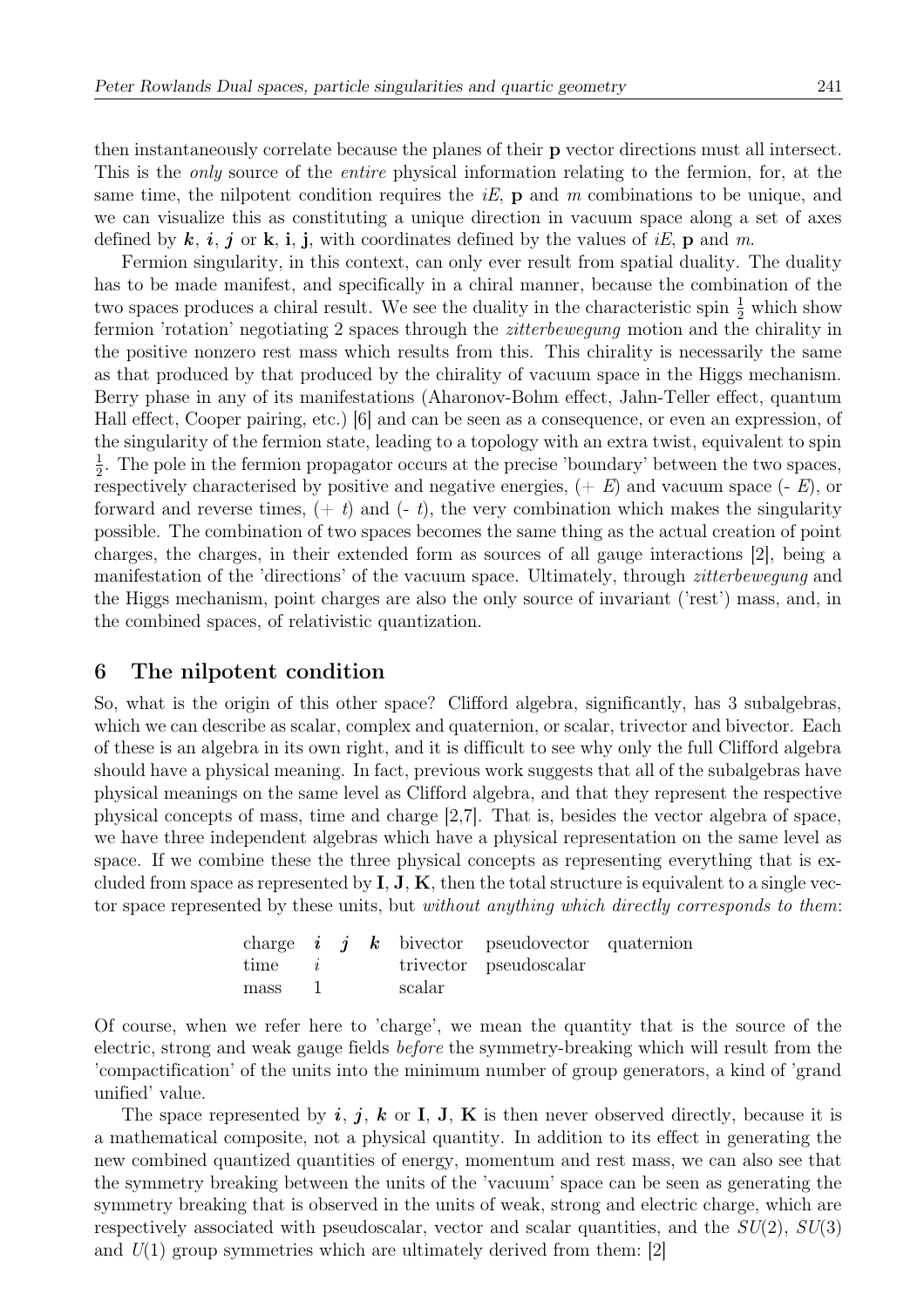then instantaneously correlate because the planes of their $\mathbf{p}$ vector directions must all intersect. This is the *only* source of the *entire* physical information relating to the fermion, for, at the same time, the nilpotent condition requires the $iE$, $\mathbf{p}$ and $m$ combinations to be unique, and we can visualize this as constituting a unique direction in vacuum space along a set of axes defined by $\boldsymbol{k}$, $\boldsymbol{i}$, $\boldsymbol{j}$ or $\mathbf{k}$, $\mathbf{i}$, $\mathbf{j}$, with coordinates defined by the values of $iE$, $\mathbf{p}$ and $m$.

Fermion singularity, in this context, can only ever result from spatial duality. The duality has to be made manifest, and specifically in a chiral manner, because the combination of the two spaces produces a chiral result. We see the duality in the characteristic spin $\frac{1}{2}$ which show fermion 'rotation' negotiating 2 spaces through the *zitterbewegung* motion and the chirality in the positive nonzero rest mass which results from this. This chirality is necessarily the same as that produced by that produced by the chirality of vacuum space in the Higgs mechanism. Berry phase in any of its manifestations (Aharonov-Bohm effect, Jahn-Teller effect, quantum Hall effect, Cooper pairing, etc.) [6] and can be seen as a consequence, or even an expression, of the singularity of the fermion state, leading to a topology with an extra twist, equivalent to spin $\frac{1}{2}$. The pole in the fermion propagator occurs at the precise 'boundary' between the two spaces, respectively characterised by positive and negative energies, ($+ E$) and vacuum space ($- E$), or forward and reverse times, ($+ t$) and ($- t$), the very combination which makes the singularity possible. The combination of two spaces becomes the same thing as the actual creation of point charges, the charges, in their extended form as sources of all gauge interactions [2], being a manifestation of the 'directions' of the vacuum space. Ultimately, through *zitterbewegung* and the Higgs mechanism, point charges are also the only source of invariant ('rest') mass, and, in the combined spaces, of relativistic quantization.

## 6 The nilpotent condition

So, what is the origin of this other space? Clifford algebra, significantly, has 3 subalgebras, which we can describe as scalar, complex and quaternion, or scalar, trivector and bivector. Each of these is an algebra in its own right, and it is difficult to see why only the full Clifford algebra should have a physical meaning. In fact, previous work suggests that all of the subalgebras have physical meanings on the same level as Clifford algebra, and that they represent the respective physical concepts of mass, time and charge [2,7]. That is, besides the vector algebra of space, we have three independent algebras which have a physical representation on the same level as space. If we combine these the three physical concepts as representing everything that is excluded from space as represented by $\mathbf{I}$, $\mathbf{J}$, $\mathbf{K}$, then the total structure is equivalent to a single vector space represented by these units, but *without anything which directly corresponds to them*:

| | | | | | | |
|---|---|---|---|---|---|---|
| charge | $\boldsymbol{i}$ | $\boldsymbol{j}$ | $\boldsymbol{k}$ | bivector | pseudovector | quaternion |
| time | $i$ | | | trivector | pseudoscalar | |
| mass | 1 | | | scalar | | |

Of course, when we refer here to 'charge', we mean the quantity that is the source of the electric, strong and weak gauge fields *before* the symmetry-breaking which will result from the 'compactification' of the units into the minimum number of group generators, a kind of 'grand unified' value.

The space represented by $\boldsymbol{i}$, $\boldsymbol{j}$, $\boldsymbol{k}$ or $\mathbf{I}$, $\mathbf{J}$, $\mathbf{K}$ is then never observed directly, because it is a mathematical composite, not a physical quantity. In addition to its effect in generating the new combined quantized quantities of energy, momentum and rest mass, we can also see that the symmetry breaking between the units of the 'vacuum' space can be seen as generating the symmetry breaking that is observed in the units of weak, strong and electric charge, which are respectively associated with pseudoscalar, vector and scalar quantities, and the $SU(2)$, $SU(3)$ and $U(1)$ group symmetries which are ultimately derived from them: [2]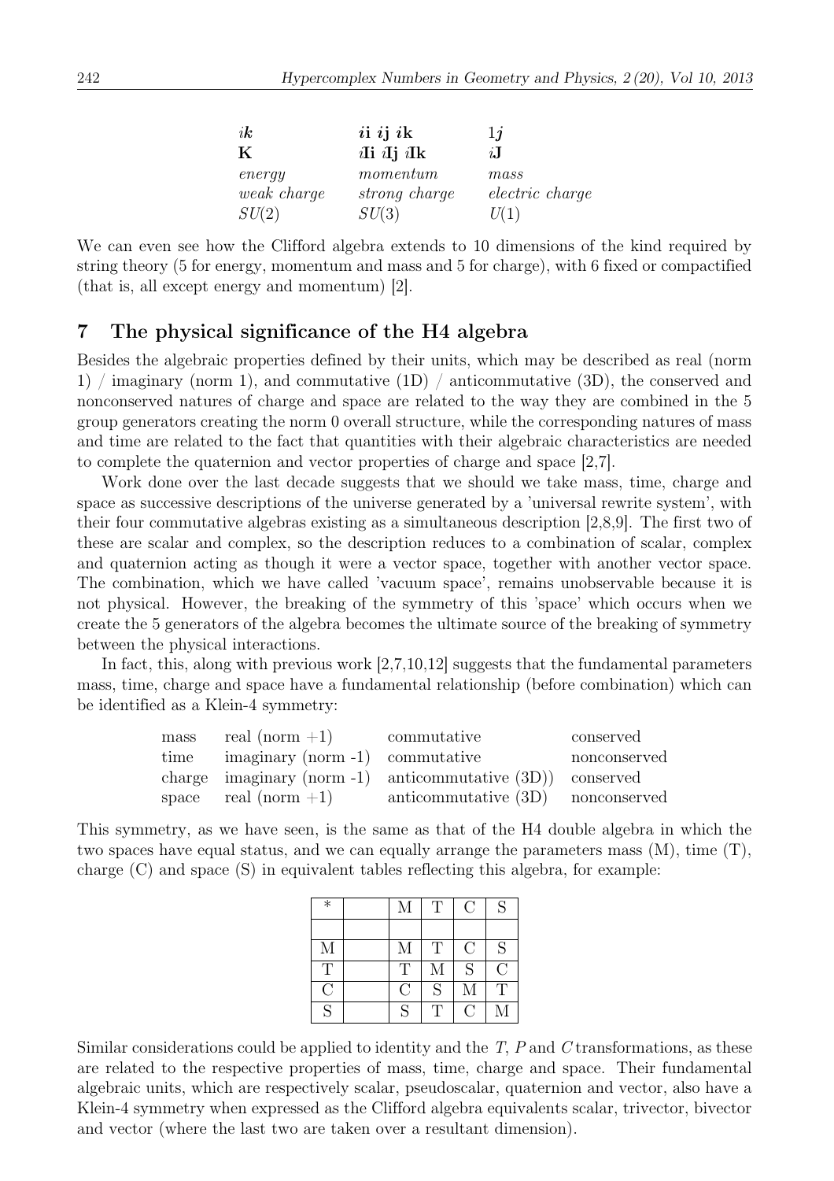| $i\boldsymbol{k}$ | $\boldsymbol{ii}$ $\boldsymbol{ij}$ $\boldsymbol{i}\mathbf{k}$ | $1\boldsymbol{j}$ |
|---|---|---|
| $\mathbf{K}$ | $i\mathbf{Ii}$ $i\mathbf{Ij}$ $i\mathbf{Ik}$ | $i\mathbf{J}$ |
| *energy* | *momentum* | *mass* |
| *weak charge* | *strong charge* | *electric charge* |
| $SU(2)$ | $SU(3)$ | $U(1)$ |

We can even see how the Clifford algebra extends to 10 dimensions of the kind required by string theory (5 for energy, momentum and mass and 5 for charge), with 6 fixed or compactified (that is, all except energy and momentum) [2].

## 7 The physical significance of the H4 algebra

Besides the algebraic properties defined by their units, which may be described as real (norm 1) / imaginary (norm 1), and commutative (1D) / anticommutative (3D), the conserved and nonconserved natures of charge and space are related to the way they are combined in the 5 group generators creating the norm 0 overall structure, while the corresponding natures of mass and time are related to the fact that quantities with their algebraic characteristics are needed to complete the quaternion and vector properties of charge and space [2,7].

Work done over the last decade suggests that we should we take mass, time, charge and space as successive descriptions of the universe generated by a 'universal rewrite system', with their four commutative algebras existing as a simultaneous description [2,8,9]. The first two of these are scalar and complex, so the description reduces to a combination of scalar, complex and quaternion acting as though it were a vector space, together with another vector space. The combination, which we have called 'vacuum space', remains unobservable because it is not physical. However, the breaking of the symmetry of this 'space' which occurs when we create the 5 generators of the algebra becomes the ultimate source of the breaking of symmetry between the physical interactions.

In fact, this, along with previous work [2,7,10,12] suggests that the fundamental parameters mass, time, charge and space have a fundamental relationship (before combination) which can be identified as a Klein-4 symmetry:

| | | | |
|---|---|---|---|
| mass | real (norm +1) | commutative | conserved |
| time | imaginary (norm -1) | commutative | nonconserved |
| charge | imaginary (norm -1) | anticommutative (3D)) | conserved |
| space | real (norm +1) | anticommutative (3D) | nonconserved |

This symmetry, as we have seen, is the same as that of the H4 double algebra in which the two spaces have equal status, and we can equally arrange the parameters mass (M), time (T), charge (C) and space (S) in equivalent tables reflecting this algebra, for example:

| * | | M | T | C | S |
|---|---|---|---|---|---|
| | | | | | |
| M | | M | T | C | S |
| T | | T | M | S | C |
| C | | C | S | M | T |
| S | | S | T | C | M |

Similar considerations could be applied to identity and the $T$, $P$ and $C$ transformations, as these are related to the respective properties of mass, time, charge and space. Their fundamental algebraic units, which are respectively scalar, pseudoscalar, quaternion and vector, also have a Klein-4 symmetry when expressed as the Clifford algebra equivalents scalar, trivector, bivector and vector (where the last two are taken over a resultant dimension).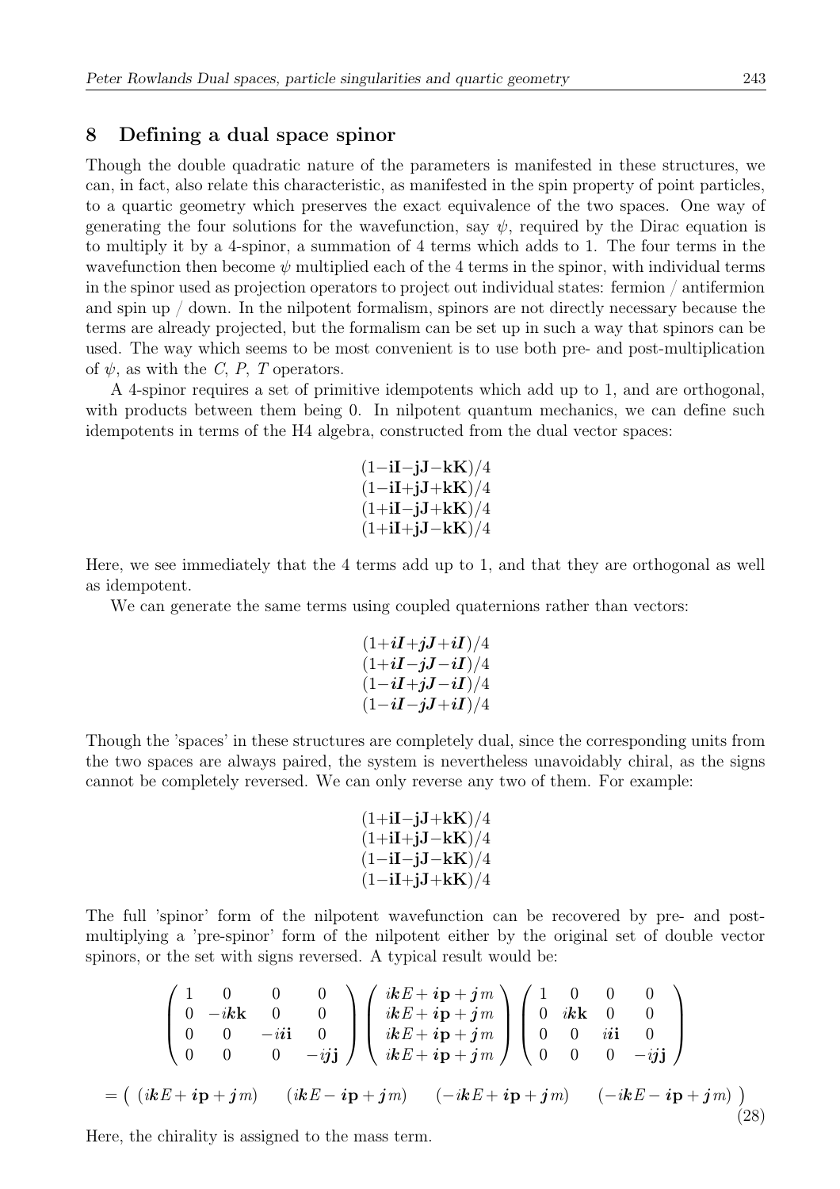## 8 Defining a dual space spinor

Though the double quadratic nature of the parameters is manifested in these structures, we can, in fact, also relate this characteristic, as manifested in the spin property of point particles, to a quartic geometry which preserves the exact equivalence of the two spaces. One way of generating the four solutions for the wavefunction, say $\psi$, required by the Dirac equation is to multiply it by a 4-spinor, a summation of 4 terms which adds to 1. The four terms in the wavefunction then become $\psi$ multiplied each of the 4 terms in the spinor, with individual terms in the spinor used as projection operators to project out individual states: fermion / antifermion and spin up / down. In the nilpotent formalism, spinors are not directly necessary because the terms are already projected, but the formalism can be set up in such a way that spinors can be used. The way which seems to be most convenient is to use both pre- and post-multiplication of $\psi$, as with the $C$, $P$, $T$ operators.

A 4-spinor requires a set of primitive idempotents which add up to 1, and are orthogonal, with products between them being 0. In nilpotent quantum mechanics, we can define such idempotents in terms of the H4 algebra, constructed from the dual vector spaces:

$$
\begin{array}{c}
(1-\mathbf{iI}-\mathbf{jJ}-\mathbf{kK})/4 \\
(1-\mathbf{iI}+\mathbf{jJ}+\mathbf{kK})/4 \\
(1+\mathbf{iI}-\mathbf{jJ}+\mathbf{kK})/4 \\
(1+\mathbf{iI}+\mathbf{jJ}-\mathbf{kK})/4
\end{array}
$$

Here, we see immediately that the 4 terms add up to 1, and that they are orthogonal as well as idempotent.

We can generate the same terms using coupled quaternions rather than vectors:

$$
\begin{array}{c}
(1+\boldsymbol{iI}+\boldsymbol{jJ}+\boldsymbol{iI})/4 \\
(1+\boldsymbol{iI}-\boldsymbol{jJ}-\boldsymbol{iI})/4 \\
(1-\boldsymbol{iI}+\boldsymbol{jJ}-\boldsymbol{iI})/4 \\
(1-\boldsymbol{iI}-\boldsymbol{jJ}+\boldsymbol{iI})/4
\end{array}
$$

Though the 'spaces' in these structures are completely dual, since the corresponding units from the two spaces are always paired, the system is nevertheless unavoidably chiral, as the signs cannot be completely reversed. We can only reverse any two of them. For example:

$$
\begin{array}{c}
(1+\mathbf{iI}-\mathbf{jJ}+\mathbf{kK})/4 \\
(1+\mathbf{iI}+\mathbf{jJ}-\mathbf{kK})/4 \\
(1-\mathbf{iI}-\mathbf{jJ}-\mathbf{kK})/4 \\
(1-\mathbf{iI}+\mathbf{jJ}+\mathbf{kK})/4
\end{array}
$$

The full 'spinor' form of the nilpotent wavefunction can be recovered by pre- and post-multiplying a 'pre-spinor' form of the nilpotent either by the original set of double vector spinors, or the set with signs reversed. A typical result would be:

$$
\begin{pmatrix}
1 & 0 & 0 & 0 \\
0 & -i\boldsymbol{k}\mathbf{k} & 0 & 0 \\
0 & 0 & -i\boldsymbol{i}\mathbf{i} & 0 \\
0 & 0 & 0 & -i\boldsymbol{j}\mathbf{j}
\end{pmatrix}
\begin{pmatrix}
i\boldsymbol{k}E+\boldsymbol{i}\mathbf{p}+\boldsymbol{j}m \\
i\boldsymbol{k}E+\boldsymbol{i}\mathbf{p}+\boldsymbol{j}m \\
i\boldsymbol{k}E+\boldsymbol{i}\mathbf{p}+\boldsymbol{j}m \\
i\boldsymbol{k}E+\boldsymbol{i}\mathbf{p}+\boldsymbol{j}m
\end{pmatrix}
\begin{pmatrix}
1 & 0 & 0 & 0 \\
0 & i\boldsymbol{k}\mathbf{k} & 0 & 0 \\
0 & 0 & i\boldsymbol{i}\mathbf{i} & 0 \\
0 & 0 & 0 & -i\boldsymbol{j}\mathbf{j}
\end{pmatrix}
$$

$$
= \begin{pmatrix} (i\boldsymbol{k}E+\boldsymbol{i}\mathbf{p}+\boldsymbol{j}m) & (i\boldsymbol{k}E-\boldsymbol{i}\mathbf{p}+\boldsymbol{j}m) & (-i\boldsymbol{k}E+\boldsymbol{i}\mathbf{p}+\boldsymbol{j}m) & (-i\boldsymbol{k}E-\boldsymbol{i}\mathbf{p}+\boldsymbol{j}m) \end{pmatrix} \tag{28}
$$

Here, the chirality is assigned to the mass term.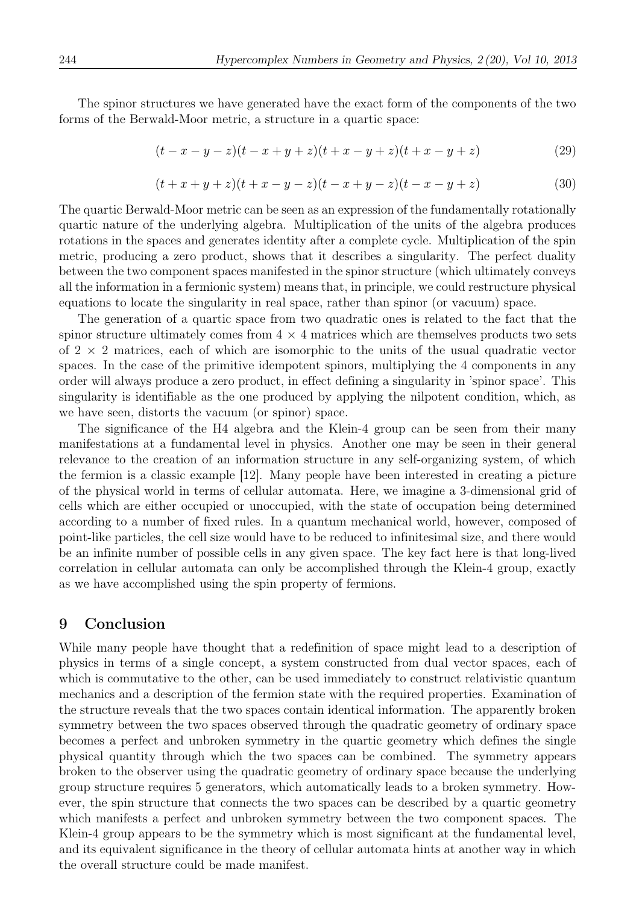The spinor structures we have generated have the exact form of the components of the two forms of the Berwald-Moor metric, a structure in a quartic space:

$$(t-x-y-z)(t-x+y+z)(t+x-y+z)(t+x-y+z) \tag{29}$$

$$(t+x+y+z)(t+x-y-z)(t-x+y-z)(t-x-y+z) \tag{30}$$

The quartic Berwald-Moor metric can be seen as an expression of the fundamentally rotationally quartic nature of the underlying algebra. Multiplication of the units of the algebra produces rotations in the spaces and generates identity after a complete cycle. Multiplication of the spin metric, producing a zero product, shows that it describes a singularity. The perfect duality between the two component spaces manifested in the spinor structure (which ultimately conveys all the information in a fermionic system) means that, in principle, we could restructure physical equations to locate the singularity in real space, rather than spinor (or vacuum) space.

The generation of a quartic space from two quadratic ones is related to the fact that the spinor structure ultimately comes from $4 \times 4$ matrices which are themselves products two sets of $2 \times 2$ matrices, each of which are isomorphic to the units of the usual quadratic vector spaces. In the case of the primitive idempotent spinors, multiplying the 4 components in any order will always produce a zero product, in effect defining a singularity in 'spinor space'. This singularity is identifiable as the one produced by applying the nilpotent condition, which, as we have seen, distorts the vacuum (or spinor) space.

The significance of the H4 algebra and the Klein-4 group can be seen from their many manifestations at a fundamental level in physics. Another one may be seen in their general relevance to the creation of an information structure in any self-organizing system, of which the fermion is a classic example [12]. Many people have been interested in creating a picture of the physical world in terms of cellular automata. Here, we imagine a 3-dimensional grid of cells which are either occupied or unoccupied, with the state of occupation being determined according to a number of fixed rules. In a quantum mechanical world, however, composed of point-like particles, the cell size would have to be reduced to infinitesimal size, and there would be an infinite number of possible cells in any given space. The key fact here is that long-lived correlation in cellular automata can only be accomplished through the Klein-4 group, exactly as we have accomplished using the spin property of fermions.

## 9 Conclusion

While many people have thought that a redefinition of space might lead to a description of physics in terms of a single concept, a system constructed from dual vector spaces, each of which is commutative to the other, can be used immediately to construct relativistic quantum mechanics and a description of the fermion state with the required properties. Examination of the structure reveals that the two spaces contain identical information. The apparently broken symmetry between the two spaces observed through the quadratic geometry of ordinary space becomes a perfect and unbroken symmetry in the quartic geometry which defines the single physical quantity through which the two spaces can be combined. The symmetry appears broken to the observer using the quadratic geometry of ordinary space because the underlying group structure requires 5 generators, which automatically leads to a broken symmetry. However, the spin structure that connects the two spaces can be described by a quartic geometry which manifests a perfect and unbroken symmetry between the two component spaces. The Klein-4 group appears to be the symmetry which is most significant at the fundamental level, and its equivalent significance in the theory of cellular automata hints at another way in which the overall structure could be made manifest.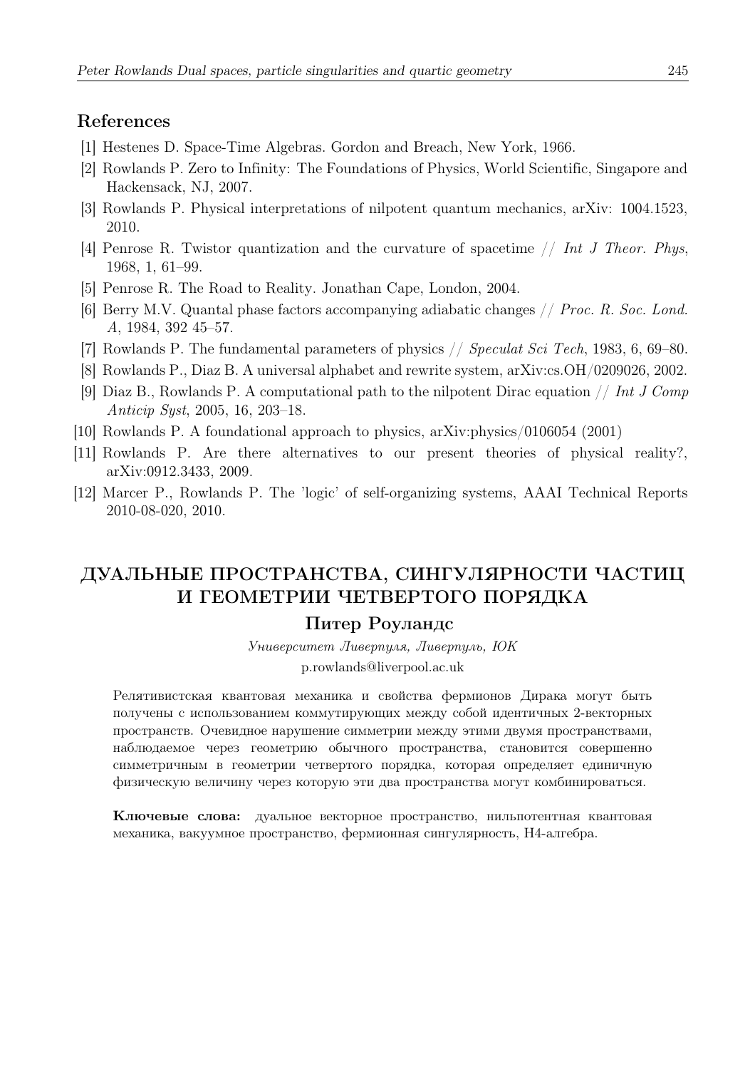## References

[1] Hestenes D. Space-Time Algebras. Gordon and Breach, New York, 1966.

[2] Rowlands P. Zero to Infinity: The Foundations of Physics, World Scientific, Singapore and Hackensack, NJ, 2007.

[3] Rowlands P. Physical interpretations of nilpotent quantum mechanics, arXiv: 1004.1523, 2010.

[4] Penrose R. Twistor quantization and the curvature of spacetime // *Int J Theor. Phys*, 1968, 1, 61–99.

[5] Penrose R. The Road to Reality. Jonathan Cape, London, 2004.

[6] Berry M.V. Quantal phase factors accompanying adiabatic changes // *Proc. R. Soc. Lond. A*, 1984, 392 45–57.

[7] Rowlands P. The fundamental parameters of physics // *Speculat Sci Tech*, 1983, 6, 69–80.

[8] Rowlands P., Diaz B. A universal alphabet and rewrite system, arXiv:cs.OH/0209026, 2002.

[9] Diaz B., Rowlands P. A computational path to the nilpotent Dirac equation // *Int J Comp Anticip Syst*, 2005, 16, 203–18.

[10] Rowlands P. A foundational approach to physics, arXiv:physics/0106054 (2001)

[11] Rowlands P. Are there alternatives to our present theories of physical reality?, arXiv:0912.3433, 2009.

[12] Marcer P., Rowlands P. The 'logic' of self-organizing systems, AAAI Technical Reports 2010-08-020, 2010.

# ДУАЛЬНЫЕ ПРОСТРАНСТВА, СИНГУЛЯРНОСТИ ЧАСТИЦ И ГЕОМЕТРИИ ЧЕТВЕРТОГО ПОРЯДКА

**Питер Роуландс**

*Университет Ливерпуля, Ливерпуль, ЮК*

p.rowlands@liverpool.ac.uk

Релятивистская квантовая механика и свойства фермионов Дирака могут быть получены с использованием коммутирующих между собой идентичных 2-векторных пространств. Очевидное нарушение симметрии между этими двумя пространствами, наблюдаемое через геометрию обычного пространства, становится совершенно симметричным в геометрии четвертого порядка, которая определяет единичную физическую величину через которую эти два пространства могут комбинироваться.

**Ключевые слова:** дуальное векторное пространство, нильпотентная квантовая механика, вакуумное пространство, фермионная сингулярность, H4-алгебра.